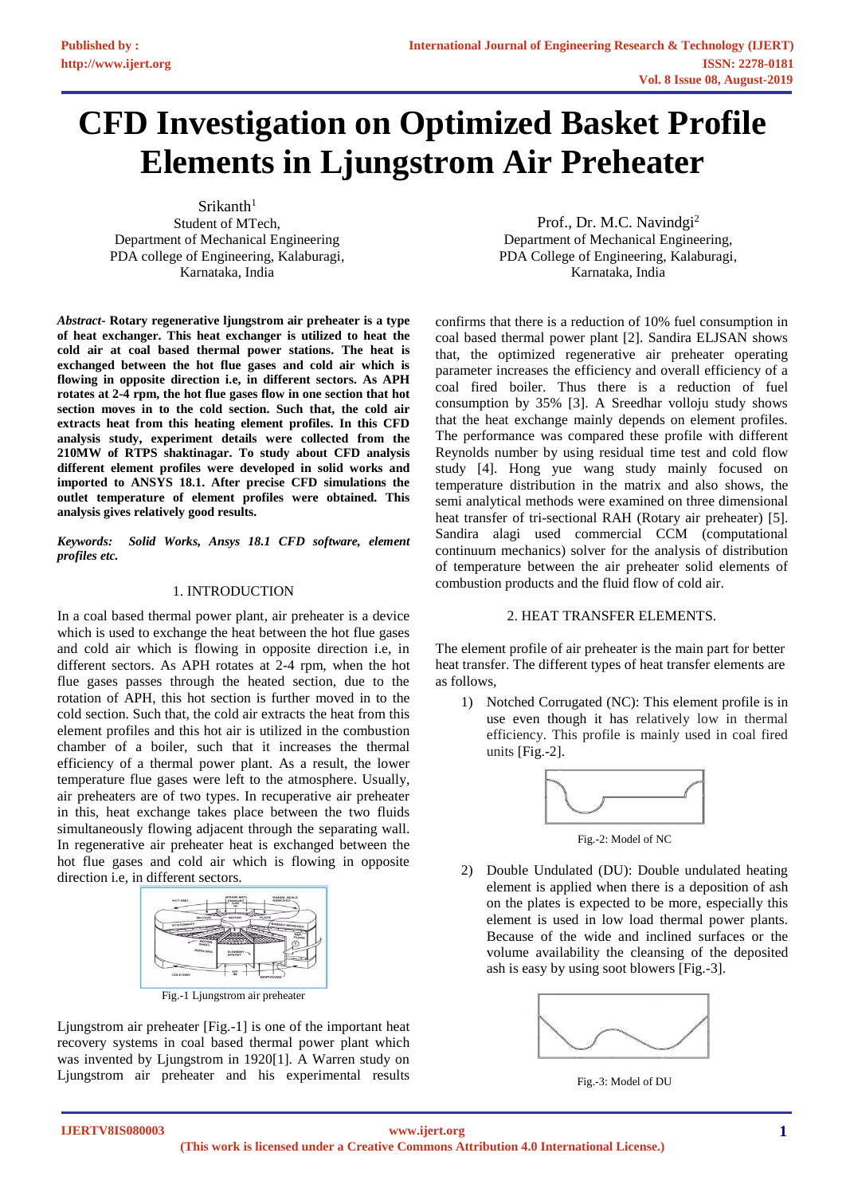# CFD Investigation on Optimized Basket Profile Elements in Ljungstrom Air Preheater

Srikanth[1]
Student of MTech,
Department of Mechanical Engineering
PDA college of Engineering, Kalaburagi,
Karnataka, India

Prof., Dr. M.C. Navindgi[2]
Department of Mechanical Engineering,
PDA College of Engineering, Kalaburagi,
Karnataka, India

***Abstract*- Rotary regenerative ljungstrom air preheater is a type of heat exchanger. This heat exchanger is utilized to heat the cold air at coal based thermal power stations. The heat is exchanged between the hot flue gases and cold air which is flowing in opposite direction i.e, in different sectors. As APH rotates at 2-4 rpm, the hot flue gases flow in one section that hot section moves in to the cold section. Such that, the cold air extracts heat from this heating element profiles. In this CFD analysis study, experiment details were collected from the 210MW of RTPS shaktinagar. To study about CFD analysis different element profiles were developed in solid works and imported to ANSYS 18.1. After precise CFD simulations the outlet temperature of element profiles were obtained. This analysis gives relatively good results.**

***Keywords: Solid Works, Ansys 18.1 CFD software, element profiles etc.***

## 1. INTRODUCTION

In a coal based thermal power plant, air preheater is a device which is used to exchange the heat between the hot flue gases and cold air which is flowing in opposite direction i.e, in different sectors. As APH rotates at 2-4 rpm, when the hot flue gases passes through the heated section, due to the rotation of APH, this hot section is further moved in to the cold section. Such that, the cold air extracts the heat from this element profiles and this hot air is utilized in the combustion chamber of a boiler, such that it increases the thermal efficiency of a thermal power plant. As a result, the lower temperature flue gases were left to the atmosphere. Usually, air preheaters are of two types. In recuperative air preheater in this, heat exchange takes place between the two fluids simultaneously flowing adjacent through the separating wall. In regenerative air preheater heat is exchanged between the hot flue gases and cold air which is flowing in opposite direction i.e, in different sectors.

Fig.-1 Ljungstrom air preheater

Ljungstrom air preheater [Fig.-1] is one of the important heat recovery systems in coal based thermal power plant which was invented by Ljungstrom in 1920[1]. A Warren study on Ljungstrom air preheater and his experimental results confirms that there is a reduction of 10% fuel consumption in coal based thermal power plant [2]. Sandira ELJSAN shows that, the optimized regenerative air preheater operating parameter increases the efficiency and overall efficiency of a coal fired boiler. Thus there is a reduction of fuel consumption by 35% [3]. A Sreedhar volloju study shows that the heat exchange mainly depends on element profiles. The performance was compared these profile with different Reynolds number by using residual time test and cold flow study [4]. Hong yue wang study mainly focused on temperature distribution in the matrix and also shows, the semi analytical methods were examined on three dimensional heat transfer of tri-sectional RAH (Rotary air preheater) [5]. Sandira alagi used commercial CCM (computational continuum mechanics) solver for the analysis of distribution of temperature between the air preheater solid elements of combustion products and the fluid flow of cold air.

## 2. HEAT TRANSFER ELEMENTS.

The element profile of air preheater is the main part for better heat transfer. The different types of heat transfer elements are as follows,

1) Notched Corrugated (NC): This element profile is in use even though it has relatively low in thermal efficiency. This profile is mainly used in coal fired units [Fig.-2].

Fig.-2: Model of NC

2) Double Undulated (DU): Double undulated heating element is applied when there is a deposition of ash on the plates is expected to be more, especially this element is used in low load thermal power plants. Because of the wide and inclined surfaces or the volume availability the cleansing of the deposited ash is easy by using soot blowers [Fig.-3].

Fig.-3: Model of DU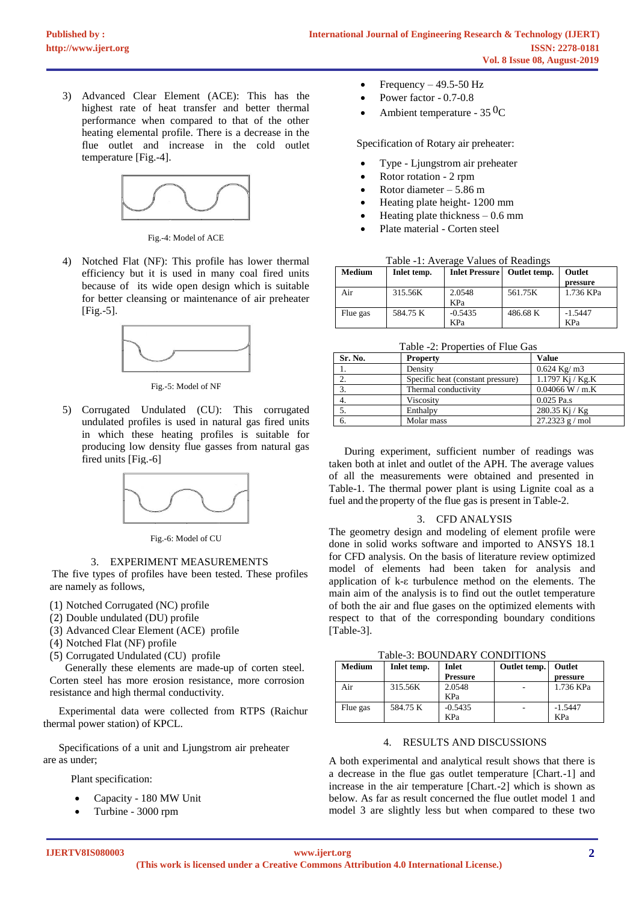3) Advanced Clear Element (ACE): This has the highest rate of heat transfer and better thermal performance when compared to that of the other heating elemental profile. There is a decrease in the flue outlet and increase in the cold outlet temperature [Fig.-4].

Fig.-4: Model of ACE

4) Notched Flat (NF): This profile has lower thermal efficiency but it is used in many coal fired units because of its wide open design which is suitable for better cleansing or maintenance of air preheater [Fig.-5].

Fig.-5: Model of NF

5) Corrugated Undulated (CU): This corrugated undulated profiles is used in natural gas fired units in which these heating profiles is suitable for producing low density flue gasses from natural gas fired units [Fig.-6]

Fig.-6: Model of CU

## 3. EXPERIMENT MEASUREMENTS

The five types of profiles have been tested. These profiles are namely as follows,

(1) Notched Corrugated (NC) profile
(2) Double undulated (DU) profile
(3) Advanced Clear Element (ACE) profile
(4) Notched Flat (NF) profile
(5) Corrugated Undulated (CU) profile

Generally these elements are made-up of corten steel. Corten steel has more erosion resistance, more corrosion resistance and high thermal conductivity.

Experimental data were collected from RTPS (Raichur thermal power station) of KPCL.

Specifications of a unit and Ljungstrom air preheater are as under;

Plant specification:

- Capacity - 180 MW Unit
- Turbine - 3000 rpm
- Frequency – 49.5-50 Hz
- Power factor - 0.7-0.8
- Ambient temperature - 35 $^0$C

Specification of Rotary air preheater:

- Type - Ljungstrom air preheater
- Rotor rotation - 2 rpm
- Rotor diameter – 5.86 m
- Heating plate height- 1200 mm
- Heating plate thickness – 0.6 mm
- Plate material - Corten steel

Table -1: Average Values of Readings

| Medium | Inlet temp. | Inlet Pressure | Outlet temp. | Outlet pressure |
|---|---|---|---|---|
| Air | 315.56K | 2.0548 KPa | 561.75K | 1.736 KPa |
| Flue gas | 584.75 K | -0.5435 KPa | 486.68 K | -1.5447 KPa |

Table -2: Properties of Flue Gas

| Sr. No. | Property | Value |
|---|---|---|
| 1. | Density | 0.624 Kg/ m3 |
| 2. | Specific heat (constant pressure) | 1.1797 Kj / Kg.K |
| 3. | Thermal conductivity | 0.04066 W / m.K |
| 4. | Viscosity | 0.025 Pa.s |
| 5. | Enthalpy | 280.35 Kj / Kg |
| 6. | Molar mass | 27.2323 g / mol |

During experiment, sufficient number of readings was taken both at inlet and outlet of the APH. The average values of all the measurement were obtained and presented in Table-1. The thermal power plant is using Lignite coal as a fuel and the property of the flue gas is present in Table-2.

## 3. CFD ANALYSIS

The geometry design and modeling of element profile were done in solid works software and imported to ANSYS 18.1 for CFD analysis. On the basis of literature review optimized model of elements had been taken for analysis and application of k-ε turbulence method on the elements. The main aim of the analysis is to find out the outlet temperature of both the air and flue gases on the optimized elements with respect to that of the corresponding boundary conditions [Table-3].

Table-3: BOUNDARY CONDITIONS

| Medium | Inlet temp. | Inlet Pressure | Outlet temp. | Outlet pressure |
|---|---|---|---|---|
| Air | 315.56K | 2.0548 KPa | - | 1.736 KPa |
| Flue gas | 584.75 K | -0.5435 KPa | - | -1.5447 KPa |

## 4. RESULTS AND DISCUSSIONS

A both experimental and analytical result shows that there is a decrease in the flue gas outlet temperature [Chart.-1] and increase in the air temperature [Chart.-2] which is shown as below. As far as result concerned the flue outlet model 1 and model 3 are slightly less but when compared to these two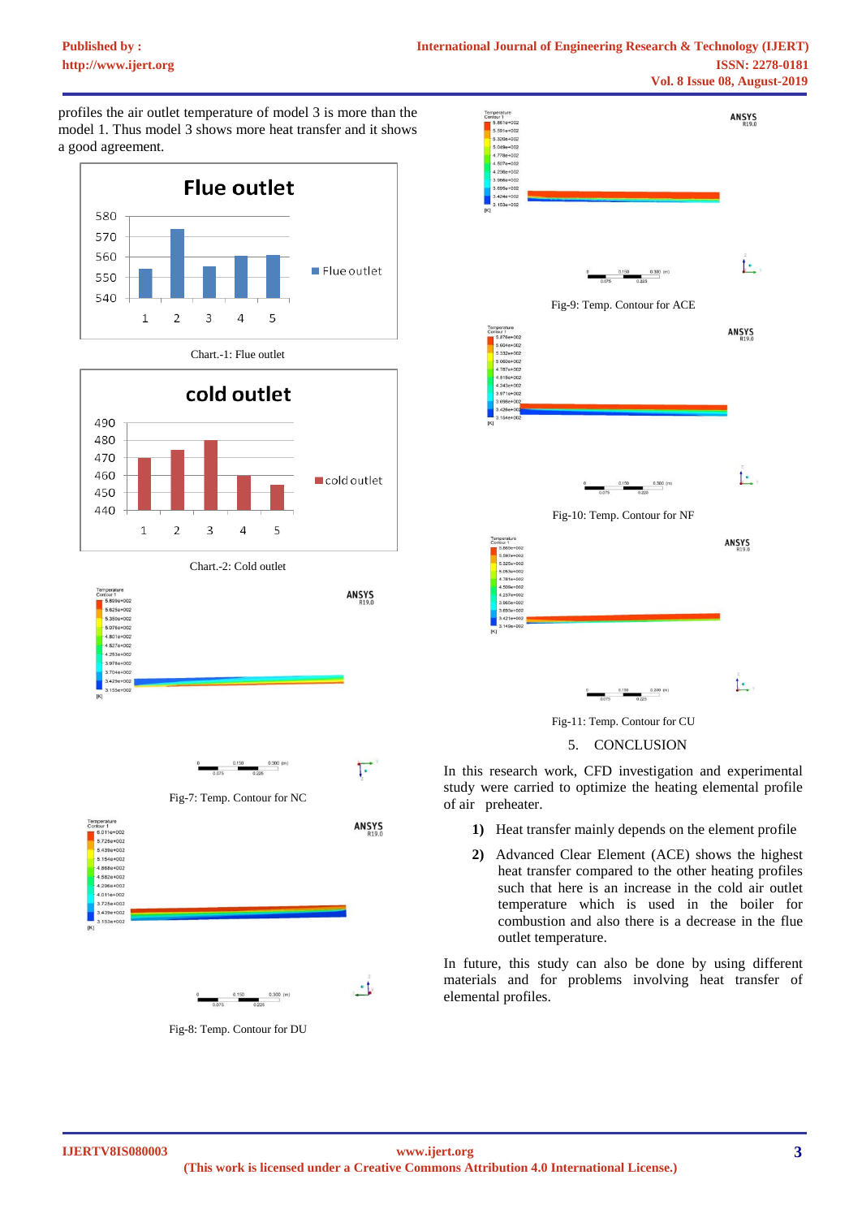profiles the air outlet temperature of model 3 is more than the model 1. Thus model 3 shows more heat transfer and it shows a good agreement.

Chart.-1: Flue outlet

Chart.-2: Cold outlet

Fig-7: Temp. Contour for NC

Fig-8: Temp. Contour for DU

Fig-9: Temp. Contour for ACE

Fig-10: Temp. Contour for NF

Fig-11: Temp. Contour for CU

## 5. CONCLUSION

In this research work, CFD investigation and experimental study were carried to optimize the heating elemental profile of air preheater.

1) Heat transfer mainly depends on the element profile
2) Advanced Clear Element (ACE) shows the highest heat transfer compared to the other heating profiles such that here is an increase in the cold air outlet temperature which is used in the boiler for combustion and also there is a decrease in the flue outlet temperature.

In future, this study can also be done by using different materials and for problems involving heat transfer of elemental profiles.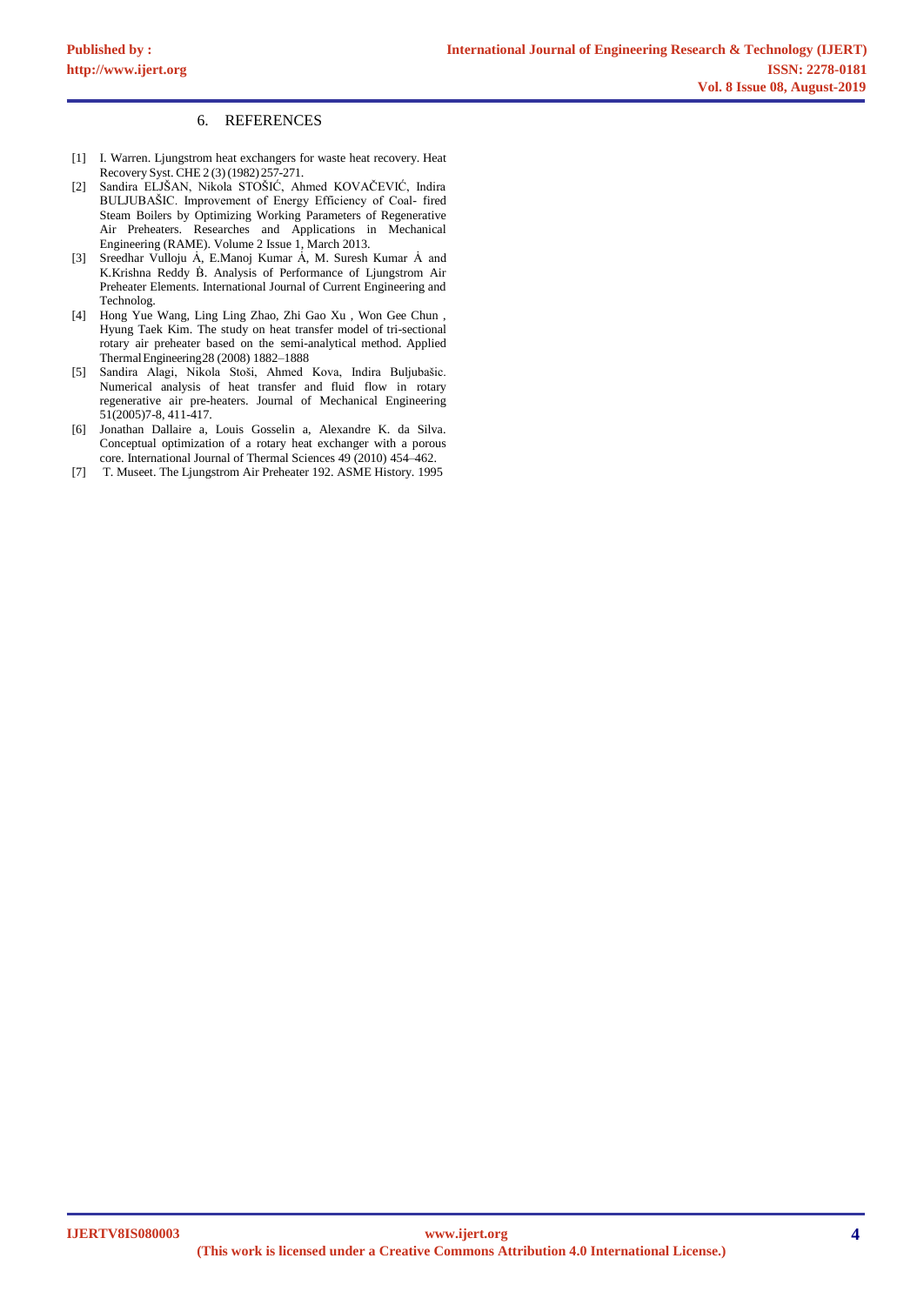## 6. REFERENCES

[1] I. Warren. Ljungstrom heat exchangers for waste heat recovery. Heat Recovery Syst. CHE 2 (3) (1982) 257-271.

[2] Sandira ELJŠAN, Nikola STOŠIĆ, Ahmed KOVAČEVIĆ, Indira BULJUBAŠIC. Improvement of Energy Efficiency of Coal- fired Steam Boilers by Optimizing Working Parameters of Regenerative Air Preheaters. Researches and Applications in Mechanical Engineering (RAME). Volume 2 Issue 1, March 2013.

[3] Sreedhar Vulloju Ȧ, E.Manoj Kumar Ȧ, M. Suresh Kumar Ȧ and K.Krishna Reddy Ḃ. Analysis of Performance of Ljungstrom Air Preheater Elements. International Journal of Current Engineering and Technolog.

[4] Hong Yue Wang, Ling Ling Zhao, Zhi Gao Xu , Won Gee Chun , Hyung Taek Kim. The study on heat transfer model of tri-sectional rotary air preheater based on the semi-analytical method. Applied Thermal Engineering 28 (2008) 1882–1888

[5] Sandira Alagi, Nikola Stoši, Ahmed Kova, Indira Buljubašic. Numerical analysis of heat transfer and fluid flow in rotary regenerative air pre-heaters. Journal of Mechanical Engineering 51(2005)7-8, 411-417.

[6] Jonathan Dallaire a, Louis Gosselin a, Alexandre K. da Silva. Conceptual optimization of a rotary heat exchanger with a porous core. International Journal of Thermal Sciences 49 (2010) 454–462.

[7] T. Museet. The Ljungstrom Air Preheater 192. ASME History. 1995